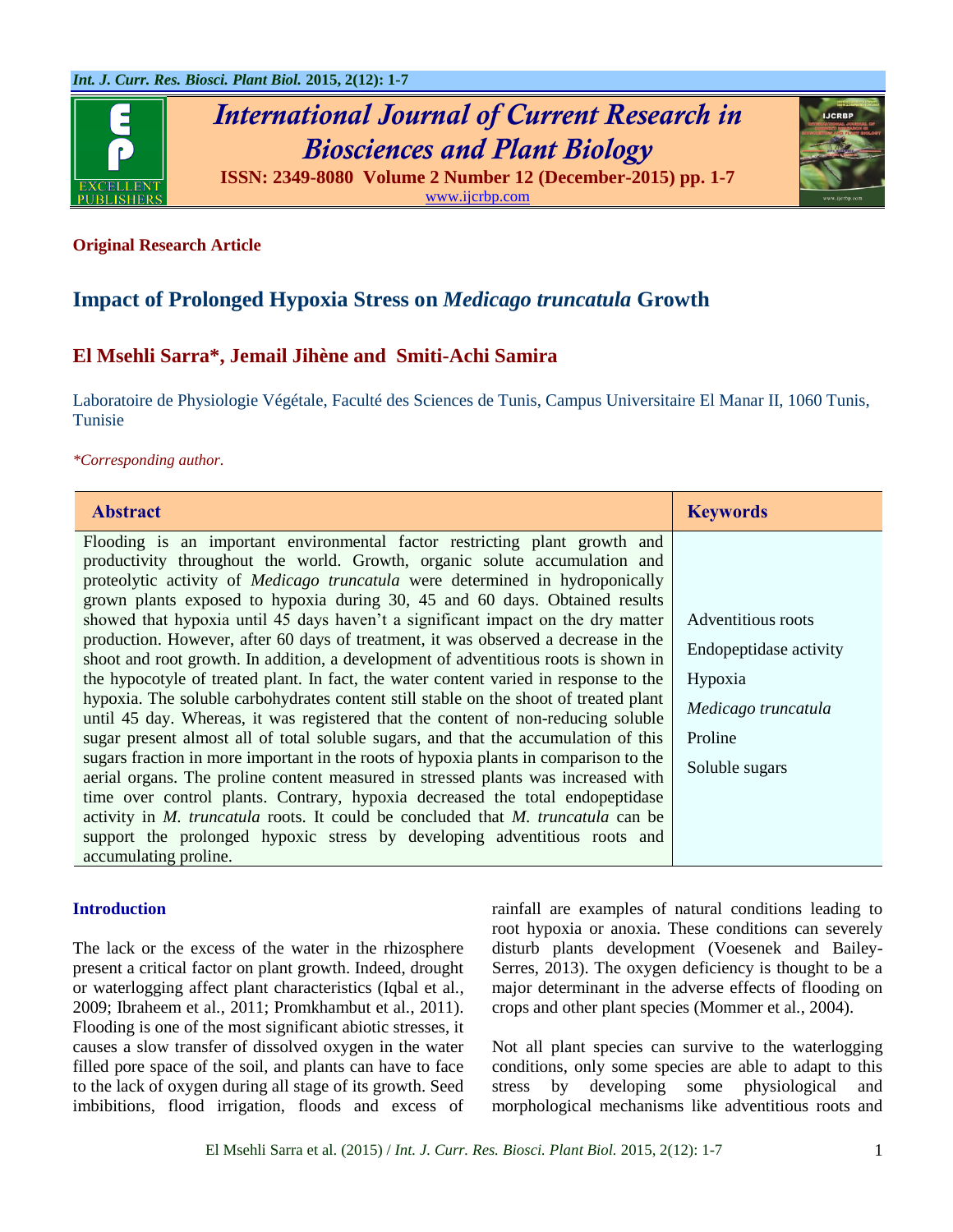**Original Research Article**

# Impact of Prolonged Hypoxia Stress on *Medicago truncatula* Growth

## El Msehli Sarra*, Jemail Jihène and Smiti-Achi Samira

Laboratoire de Physiologie Végétale, Faculté des Sciences de Tunis, Campus Universitaire El Manar II, 1060 Tunis, Tunisie

*\*Corresponding author.*

| Abstract | Keywords |
| --- | --- |
| Flooding is an important environmental factor restricting plant growth and productivity throughout the world. Growth, organic solute accumulation and proteolytic activity of *Medicago truncatula* were determined in hydroponically grown plants exposed to hypoxia during 30, 45 and 60 days. Obtained results showed that hypoxia until 45 days haven't a significant impact on the dry matter production. However, after 60 days of treatment, it was observed a decrease in the shoot and root growth. In addition, a development of adventitious roots is shown in the hypocotyle of treated plant. In fact, the water content varied in response to the hypoxia. The soluble carbohydrates content still stable on the shoot of treated plant until 45 day. Whereas, it was registered that the content of non-reducing soluble sugar present almost all of total soluble sugars, and that the accumulation of this sugars fraction in more important in the roots of hypoxia plants in comparison to the aerial organs. The proline content measured in stressed plants was increased with time over control plants. Contrary, hypoxia decreased the total endopeptidase activity in *M. truncatula* roots. It could be concluded that *M. truncatula* can be support the prolonged hypoxic stress by developing adventitious roots and accumulating proline. | Adventitious roots<br>Endopeptidase activity<br>Hypoxia<br>*Medicago truncatula*<br>Proline<br>Soluble sugars |

## Introduction

The lack or the excess of the water in the rhizosphere present a critical factor on plant growth. Indeed, drought or waterlogging affect plant characteristics (Iqbal et al., 2009; Ibraheem et al., 2011; Promkhambut et al., 2011). Flooding is one of the most significant abiotic stresses, it causes a slow transfer of dissolved oxygen in the water filled pore space of the soil, and plants can have to face to the lack of oxygen during all stage of its growth. Seed imbibitions, flood irrigation, floods and excess of rainfall are examples of natural conditions leading to root hypoxia or anoxia. These conditions can severely disturb plants development (Voesenek and Bailey-Serres, 2013). The oxygen deficiency is thought to be a major determinant in the adverse effects of flooding on crops and other plant species (Mommer et al., 2004).

Not all plant species can survive to the waterlogging conditions, only some species are able to adapt to this stress by developing some physiological and morphological mechanisms like adventitious roots and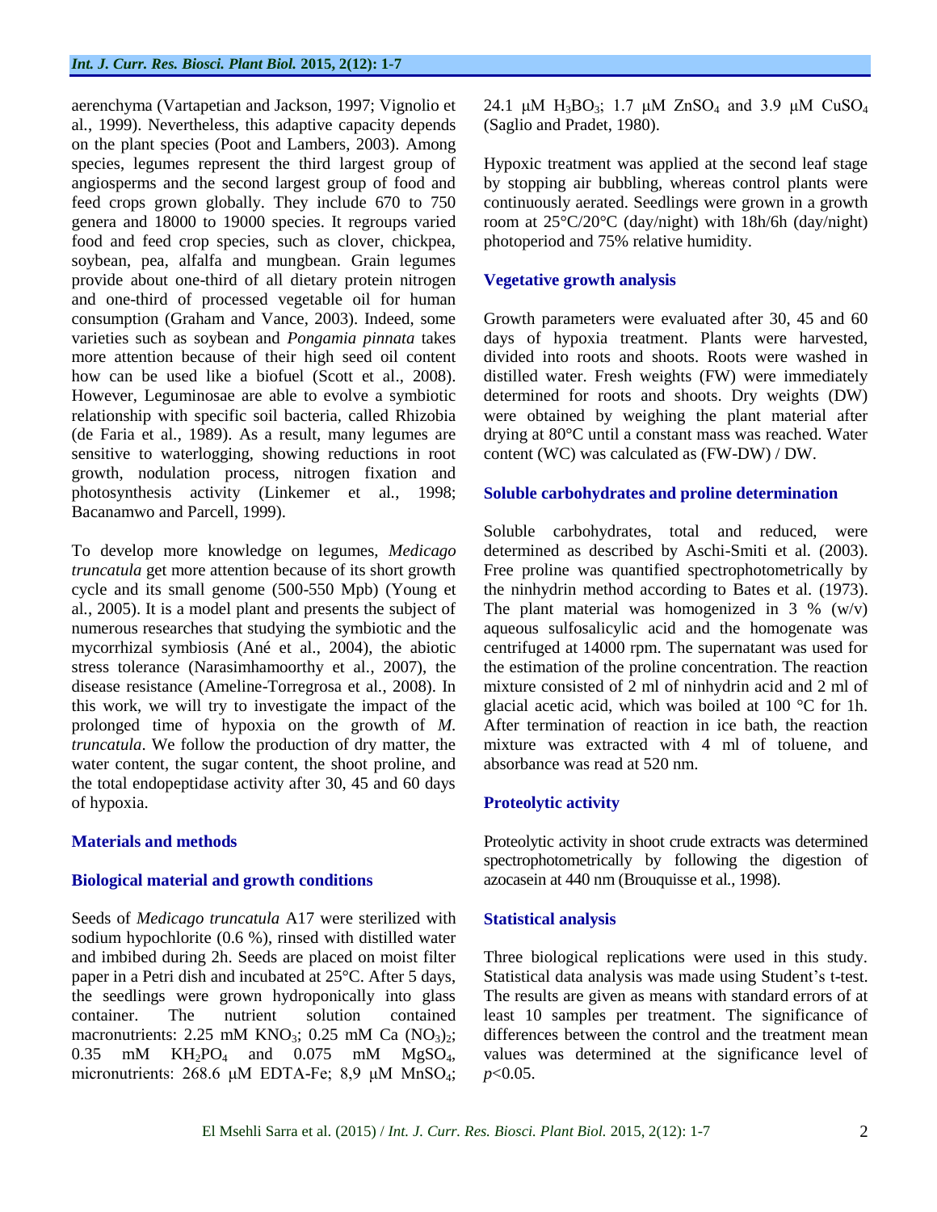aerenchyma (Vartapetian and Jackson, 1997; Vignolio et al., 1999). Nevertheless, this adaptive capacity depends on the plant species (Poot and Lambers, 2003). Among species, legumes represent the third largest group of angiosperms and the second largest group of food and feed crops grown globally. They include 670 to 750 genera and 18000 to 19000 species. It regroups varied food and feed crop species, such as clover, chickpea, soybean, pea, alfalfa and mungbean. Grain legumes provide about one-third of all dietary protein nitrogen and one-third of processed vegetable oil for human consumption (Graham and Vance, 2003). Indeed, some varieties such as soybean and *Pongamia pinnata* takes more attention because of their high seed oil content how can be used like a biofuel (Scott et al., 2008). However, Leguminosae are able to evolve a symbiotic relationship with specific soil bacteria, called Rhizobia (de Faria et al., 1989). As a result, many legumes are sensitive to waterlogging, showing reductions in root growth, nodulation process, nitrogen fixation and photosynthesis activity (Linkemer et al., 1998; Bacanamwo and Parcell, 1999).

To develop more knowledge on legumes, *Medicago truncatula* get more attention because of its short growth cycle and its small genome (500-550 Mpb) (Young et al., 2005). It is a model plant and presents the subject of numerous researches that studying the symbiotic and the mycorrhizal symbiosis (Ané et al., 2004), the abiotic stress tolerance (Narasimhamoorthy et al., 2007), the disease resistance (Ameline-Torregrosa et al., 2008). In this work, we will try to investigate the impact of the prolonged time of hypoxia on the growth of *M. truncatula*. We follow the production of dry matter, the water content, the sugar content, the shoot proline, and the total endopeptidase activity after 30, 45 and 60 days of hypoxia.

## Materials and methods

### Biological material and growth conditions

Seeds of *Medicago truncatula* A17 were sterilized with sodium hypochlorite (0.6 %), rinsed with distilled water and imbibed during 2h. Seeds are placed on moist filter paper in a Petri dish and incubated at 25°C. After 5 days, the seedlings were grown hydroponically into glass container. The nutrient solution contained macronutrients: 2.25 mM $KNO_3$; 0.25 mM $Ca(NO_3)_2$; 0.35 mM $KH_2PO_4$ and 0.075 mM $MgSO_4$, micronutrients: 268.6 μM EDTA-Fe; 8,9 μM $MnSO_4$; 24.1 μM $H_3BO_3$; 1.7 μM $ZnSO_4$ and 3.9 μM $CuSO_4$ (Saglio and Pradet, 1980).

Hypoxic treatment was applied at the second leaf stage by stopping air bubbling, whereas control plants were continuously aerated. Seedlings were grown in a growth room at 25°C/20°C (day/night) with 18h/6h (day/night) photoperiod and 75% relative humidity.

### Vegetative growth analysis

Growth parameters were evaluated after 30, 45 and 60 days of hypoxia treatment. Plants were harvested, divided into roots and shoots. Roots were washed in distilled water. Fresh weights (FW) were immediately determined for roots and shoots. Dry weights (DW) were obtained by weighing the plant material after drying at 80°C until a constant mass was reached. Water content (WC) was calculated as (FW-DW) / DW.

### Soluble carbohydrates and proline determination

Soluble carbohydrates, total and reduced, were determined as described by Aschi-Smiti et al. (2003). Free proline was quantified spectrophotometrically by the ninhydrin method according to Bates et al. (1973). The plant material was homogenized in 3 % (w/v) aqueous sulfosalicylic acid and the homogenate was centrifuged at 14000 rpm. The supernatant was used for the estimation of the proline concentration. The reaction mixture consisted of 2 ml of ninhydrin acid and 2 ml of glacial acetic acid, which was boiled at 100 °C for 1h. After termination of reaction in ice bath, the reaction mixture was extracted with 4 ml of toluene, and absorbance was read at 520 nm.

### Proteolytic activity

Proteolytic activity in shoot crude extracts was determined spectrophotometrically by following the digestion of azocasein at 440 nm (Brouquisse et al., 1998).

### Statistical analysis

Three biological replications were used in this study. Statistical data analysis was made using Student's t-test. The results are given as means with standard errors of at least 10 samples per treatment. The significance of differences between the control and the treatment mean values was determined at the significance level of $p<0.05$.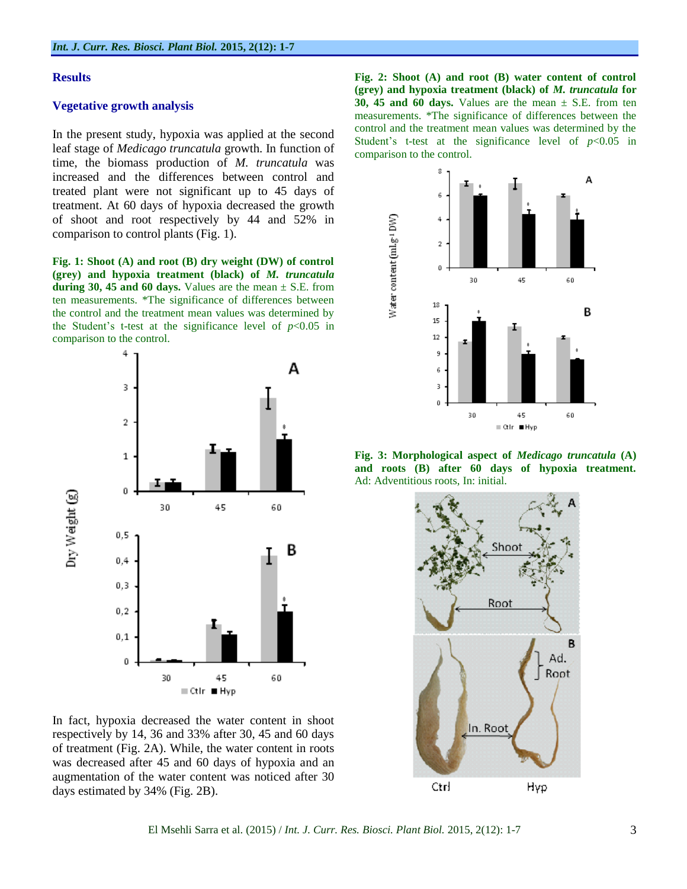## Results

### Vegetative growth analysis

In the present study, hypoxia was applied at the second leaf stage of *Medicago truncatula* growth. In function of time, the biomass production of *M. truncatula* was increased and the differences between control and treated plant were not significant up to 45 days of treatment. At 60 days of hypoxia decreased the growth of shoot and root respectively by 44 and 52% in comparison to control plants (Fig. 1).

**Fig. 1: Shoot (A) and root (B) dry weight (DW) of control (grey) and hypoxia treatment (black) of *M. truncatula* during 30, 45 and 60 days.** Values are the mean ± S.E. from ten measurements. *The significance of differences between the control and the treatment mean values was determined by the Student's t-test at the significance level of $p<0.05$ in comparison to the control.

In fact, hypoxia decreased the water content in shoot respectively by 14, 36 and 33% after 30, 45 and 60 days of treatment (Fig. 2A). While, the water content in roots was decreased after 45 and 60 days of hypoxia and an augmentation of the water content was noticed after 30 days estimated by 34% (Fig. 2B).

**Fig. 2: Shoot (A) and root (B) water content of control (grey) and hypoxia treatment (black) of *M. truncatula* for 30, 45 and 60 days.** Values are the mean ± S.E. from ten measurements. *The significance of differences between the control and the treatment mean values was determined by the Student's t-test at the significance level of $p<0.05$ in comparison to the control.

**Fig. 3: Morphological aspect of *Medicago truncatula* (A) and roots (B) after 60 days of hypoxia treatment.** Ad: Adventitious roots, In: initial.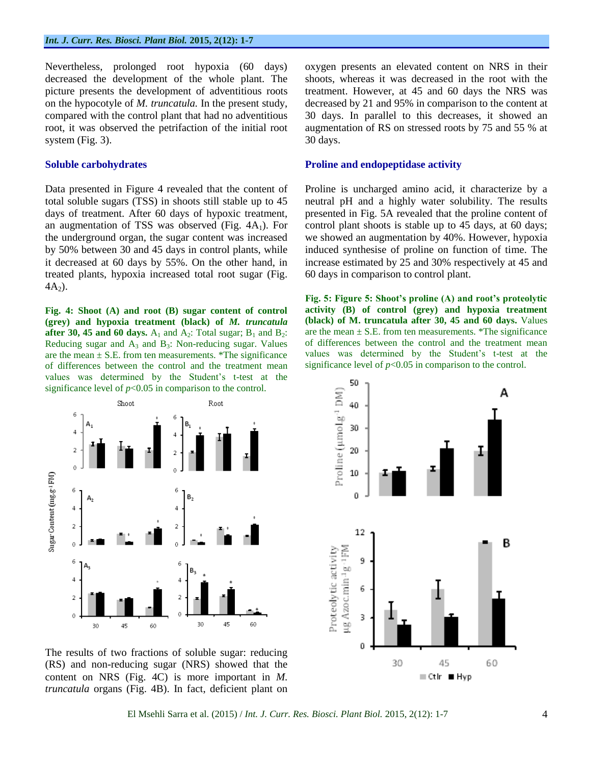Nevertheless, prolonged root hypoxia (60 days) decreased the development of the whole plant. The picture presents the development of adventitious roots on the hypocotyle of *M. truncatula*. In the present study, compared with the control plant that had no adventitious root, it was observed the petrifaction of the initial root system (Fig. 3).

## Soluble carbohydrates

Data presented in Figure 4 revealed that the content of total soluble sugars (TSS) in shoots still stable up to 45 days of treatment. After 60 days of hypoxic treatment, an augmentation of TSS was observed (Fig. $4A_1$). For the underground organ, the sugar content was increased by 50% between 30 and 45 days in control plants, while it decreased at 60 days by 55%. On the other hand, in treated plants, hypoxia increased total root sugar (Fig. $4A_2$).

**Fig. 4: Shoot (A) and root (B) sugar content of control (grey) and hypoxia treatment (black) of *M. truncatula* after 30, 45 and 60 days.** $A_1$ and $A_2$: Total sugar; $B_1$ and $B_2$: Reducing sugar and $A_3$ and $B_3$: Non-reducing sugar. Values are the mean ± S.E. from ten measurements. *The significance of differences between the control and the treatment mean values was determined by the Student's t-test at the significance level of $p$<0.05 in comparison to the control.

The results of two fractions of soluble sugar: reducing (RS) and non-reducing sugar (NRS) showed that the content on NRS (Fig. 4C) is more important in *M. truncatula* organs (Fig. 4B). In fact, deficient plant on oxygen presents an elevated content on NRS in their shoots, whereas it was decreased in the root with the treatment. However, at 45 and 60 days the NRS was decreased by 21 and 95% in comparison to the content at 30 days. In parallel to this decreases, it showed an augmentation of RS on stressed roots by 75 and 55 % at 30 days.

## Proline and endopeptidase activity

Proline is uncharged amino acid, it characterize by a neutral pH and a highly water solubility. The results presented in Fig. 5A revealed that the proline content of control plant shoots is stable up to 45 days, at 60 days; we showed an augmentation by 40%. However, hypoxia induced synthesise of proline on function of time. The increase estimated by 25 and 30% respectively at 45 and 60 days in comparison to control plant.

**Fig. 5: Figure 5: Shoot's proline (A) and root's proteolytic activity (B) of control (grey) and hypoxia treatment (black) of M. truncatula after 30, 45 and 60 days.** Values are the mean ± S.E. from ten measurements. *The significance of differences between the control and the treatment mean values was determined by the Student's t-test at the significance level of $p$<0.05 in comparison to the control.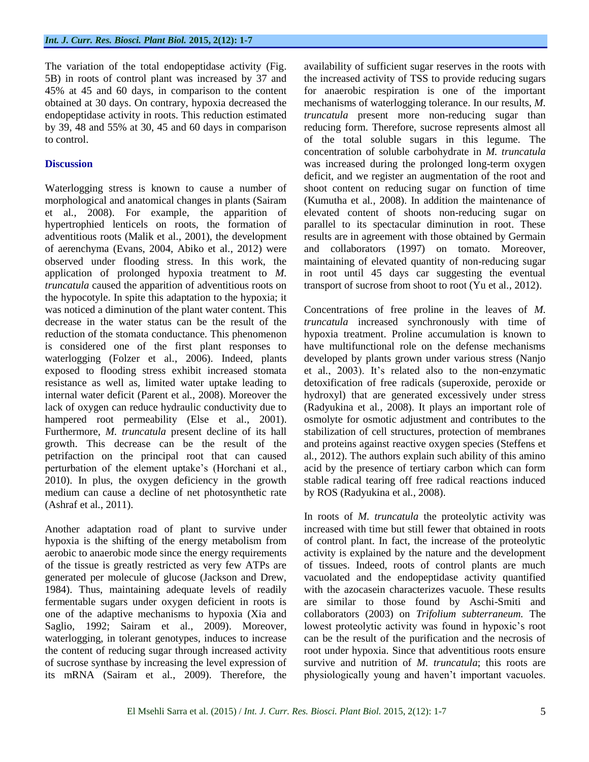The variation of the total endopeptidase activity (Fig. 5B) in roots of control plant was increased by 37 and 45% at 45 and 60 days, in comparison to the content obtained at 30 days. On contrary, hypoxia decreased the endopeptidase activity in roots. This reduction estimated by 39, 48 and 55% at 30, 45 and 60 days in comparison to control.

## Discussion

Waterlogging stress is known to cause a number of morphological and anatomical changes in plants (Sairam et al., 2008). For example, the apparition of hypertrophied lenticels on roots, the formation of adventitious roots (Malik et al., 2001), the development of aerenchyma (Evans, 2004, Abiko et al., 2012) were observed under flooding stress. In this work, the application of prolonged hypoxia treatment to *M. truncatula* caused the apparition of adventitious roots on the hypocotyle. In spite this adaptation to the hypoxia; it was noticed a diminution of the plant water content. This decrease in the water status can be the result of the reduction of the stomata conductance. This phenomenon is considered one of the first plant responses to waterlogging (Folzer et al., 2006). Indeed, plants exposed to flooding stress exhibit increased stomata resistance as well as, limited water uptake leading to internal water deficit (Parent et al., 2008). Moreover the lack of oxygen can reduce hydraulic conductivity due to hampered root permeability (Else et al., 2001). Furthermore, *M. truncatula* present decline of its hall growth. This decrease can be the result of the petrifaction on the principal root that can caused perturbation of the element uptake's (Horchani et al., 2010). In plus, the oxygen deficiency in the growth medium can cause a decline of net photosynthetic rate (Ashraf et al., 2011).

Another adaptation road of plant to survive under hypoxia is the shifting of the energy metabolism from aerobic to anaerobic mode since the energy requirements of the tissue is greatly restricted as very few ATPs are generated per molecule of glucose (Jackson and Drew, 1984). Thus, maintaining adequate levels of readily fermentable sugars under oxygen deficient in roots is one of the adaptive mechanisms to hypoxia (Xia and Saglio, 1992; Sairam et al., 2009). Moreover, waterlogging, in tolerant genotypes, induces to increase the content of reducing sugar through increased activity of sucrose synthase by increasing the level expression of its mRNA (Sairam et al., 2009). Therefore, the availability of sufficient sugar reserves in the roots with the increased activity of TSS to provide reducing sugars for anaerobic respiration is one of the important mechanisms of waterlogging tolerance. In our results, *M. truncatula* present more non-reducing sugar than reducing form. Therefore, sucrose represents almost all of the total soluble sugars in this legume. The concentration of soluble carbohydrate in *M. truncatula* was increased during the prolonged long-term oxygen deficit, and we register an augmentation of the root and shoot content on reducing sugar on function of time (Kumutha et al., 2008). In addition the maintenance of elevated content of shoots non-reducing sugar on parallel to its spectacular diminution in root. These results are in agreement with those obtained by Germain and collaborators (1997) on tomato. Moreover, maintaining of elevated quantity of non-reducing sugar in root until 45 days car suggesting the eventual transport of sucrose from shoot to root (Yu et al., 2012).

Concentrations of free proline in the leaves of *M. truncatula* increased synchronously with time of hypoxia treatment. Proline accumulation is known to have multifunctional role on the defense mechanisms developed by plants grown under various stress (Nanjo et al., 2003). It's related also to the non-enzymatic detoxification of free radicals (superoxide, peroxide or hydroxyl) that are generated excessively under stress (Radyukina et al., 2008). It plays an important role of osmolyte for osmotic adjustment and contributes to the stabilization of cell structures, protection of membranes and proteins against reactive oxygen species (Steffens et al., 2012). The authors explain such ability of this amino acid by the presence of tertiary carbon which can form stable radical tearing off free radical reactions induced by ROS (Radyukina et al., 2008).

In roots of *M. truncatula* the proteolytic activity was increased with time but still fewer that obtained in roots of control plant. In fact, the increase of the proteolytic activity is explained by the nature and the development of tissues. Indeed, roots of control plants are much vacuolated and the endopeptidase activity quantified with the azocasein characterizes vacuole. These results are similar to those found by Aschi-Smiti and collaborators (2003) on *Trifolium subterraneum.* The lowest proteolytic activity was found in hypoxic's root can be the result of the purification and the necrosis of root under hypoxia. Since that adventitious roots ensure survive and nutrition of *M. truncatula*; this roots are physiologically young and haven't important vacuoles.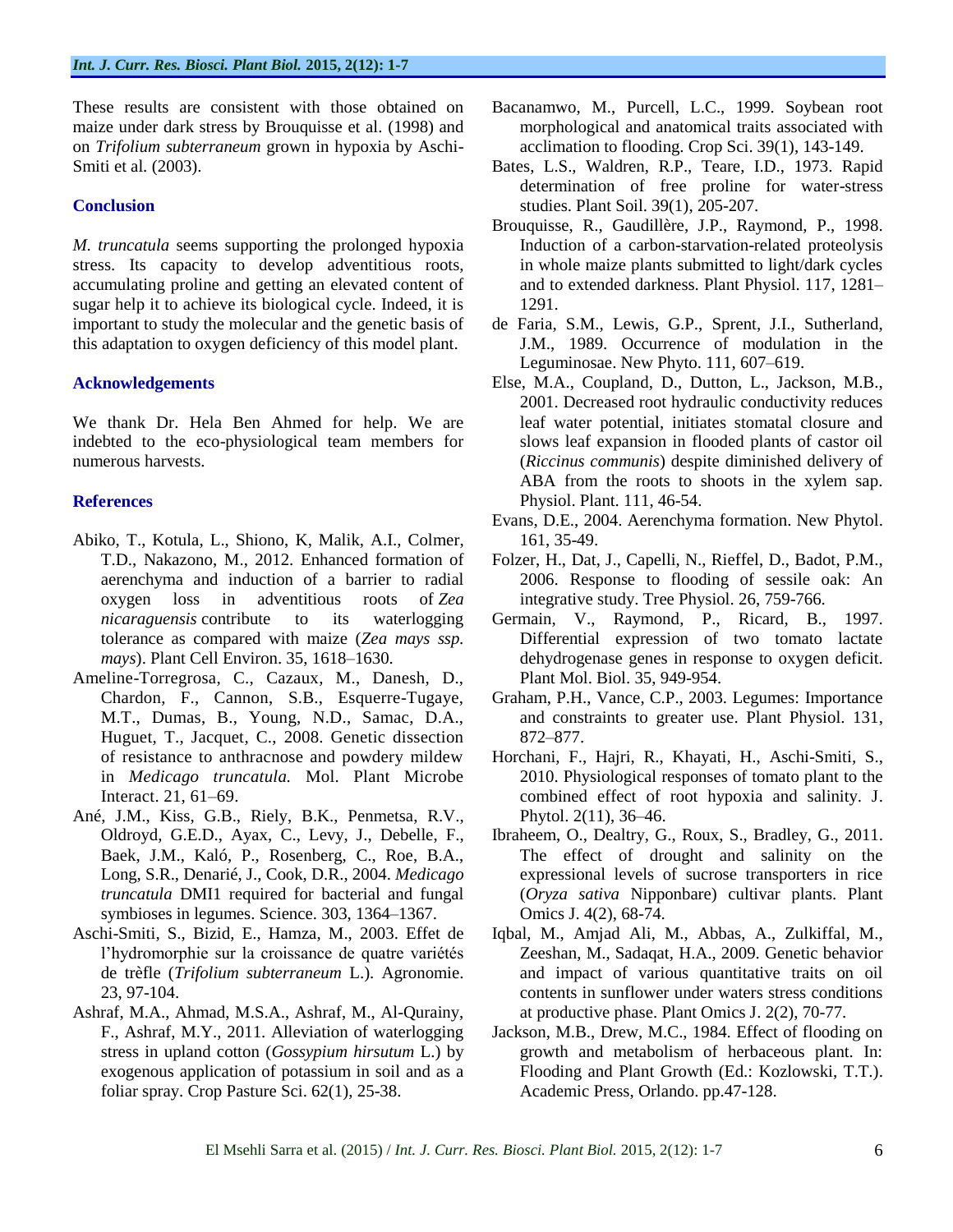These results are consistent with those obtained on maize under dark stress by Brouquisse et al. (1998) and on *Trifolium subterraneum* grown in hypoxia by Aschi-Smiti et al. (2003).

## Conclusion

*M. truncatula* seems supporting the prolonged hypoxia stress. Its capacity to develop adventitious roots, accumulating proline and getting an elevated content of sugar help it to achieve its biological cycle. Indeed, it is important to study the molecular and the genetic basis of this adaptation to oxygen deficiency of this model plant.

## Acknowledgements

We thank Dr. Hela Ben Ahmed for help. We are indebted to the eco-physiological team members for numerous harvests.

## References

- Abiko, T., Kotula, L., Shiono, K, Malik, A.I., Colmer, T.D., Nakazono, M., 2012. Enhanced formation of aerenchyma and induction of a barrier to radial oxygen loss in adventitious roots of *Zea nicaraguensis* contribute to its waterlogging tolerance as compared with maize (*Zea mays ssp. mays*). Plant Cell Environ. 35, 1618–1630.
- Ameline-Torregrosa, C., Cazaux, M., Danesh, D., Chardon, F., Cannon, S.B., Esquerre-Tugaye, M.T., Dumas, B., Young, N.D., Samac, D.A., Huguet, T., Jacquet, C., 2008. Genetic dissection of resistance to anthracnose and powdery mildew in *Medicago truncatula.* Mol. Plant Microbe Interact. 21, 61–69.
- Ané, J.M., Kiss, G.B., Riely, B.K., Penmetsa, R.V., Oldroyd, G.E.D., Ayax, C., Levy, J., Debelle, F., Baek, J.M., Kaló, P., Rosenberg, C., Roe, B.A., Long, S.R., Denarié, J., Cook, D.R., 2004. *Medicago truncatula* DMI1 required for bacterial and fungal symbioses in legumes. Science. 303, 1364–1367.
- Aschi-Smiti, S., Bizid, E., Hamza, M., 2003. Effet de l'hydromorphie sur la croissance de quatre variétés de trèfle (*Trifolium subterraneum* L.). Agronomie. 23, 97-104.
- Ashraf, M.A., Ahmad, M.S.A., Ashraf, M., Al-Qurainy, F., Ashraf, M.Y., 2011. Alleviation of waterlogging stress in upland cotton (*Gossypium hirsutum* L.) by exogenous application of potassium in soil and as a foliar spray. Crop Pasture Sci. 62(1), 25-38.
- Bacanamwo, M., Purcell, L.C., 1999. Soybean root morphological and anatomical traits associated with acclimation to flooding. Crop Sci. 39(1), 143-149.
- Bates, L.S., Waldren, R.P., Teare, I.D., 1973. Rapid determination of free proline for water-stress studies. Plant Soil. 39(1), 205-207.
- Brouquisse, R., Gaudillère, J.P., Raymond, P., 1998. Induction of a carbon-starvation-related proteolysis in whole maize plants submitted to light/dark cycles and to extended darkness. Plant Physiol. 117, 1281–1291.
- de Faria, S.M., Lewis, G.P., Sprent, J.I., Sutherland, J.M., 1989. Occurrence of modulation in the Leguminosae. New Phyto. 111, 607–619.
- Else, M.A., Coupland, D., Dutton, L., Jackson, M.B., 2001. Decreased root hydraulic conductivity reduces leaf water potential, initiates stomatal closure and slows leaf expansion in flooded plants of castor oil (*Riccinus communis*) despite diminished delivery of ABA from the roots to shoots in the xylem sap. Physiol. Plant. 111, 46-54.
- Evans, D.E., 2004. Aerenchyma formation. New Phytol. 161, 35-49.
- Folzer, H., Dat, J., Capelli, N., Rieffel, D., Badot, P.M., 2006. Response to flooding of sessile oak: An integrative study. Tree Physiol. 26, 759-766.
- Germain, V., Raymond, P., Ricard, B., 1997. Differential expression of two tomato lactate dehydrogenase genes in response to oxygen deficit. Plant Mol. Biol. 35, 949-954.
- Graham, P.H., Vance, C.P., 2003. Legumes: Importance and constraints to greater use. Plant Physiol. 131, 872–877.
- Horchani, F., Hajri, R., Khayati, H., Aschi-Smiti, S., 2010. Physiological responses of tomato plant to the combined effect of root hypoxia and salinity. J. Phytol. 2(11), 36–46.
- Ibraheem, O., Dealtry, G., Roux, S., Bradley, G., 2011. The effect of drought and salinity on the expressional levels of sucrose transporters in rice (*Oryza sativa* Nipponbare) cultivar plants. Plant Omics J. 4(2), 68-74.
- Iqbal, M., Amjad Ali, M., Abbas, A., Zulkiffal, M., Zeeshan, M., Sadaqat, H.A., 2009. Genetic behavior and impact of various quantitative traits on oil contents in sunflower under waters stress conditions at productive phase. Plant Omics J. 2(2), 70-77.
- Jackson, M.B., Drew, M.C., 1984. Effect of flooding on growth and metabolism of herbaceous plant. In: Flooding and Plant Growth (Ed.: Kozlowski, T.T.). Academic Press, Orlando. pp.47-128.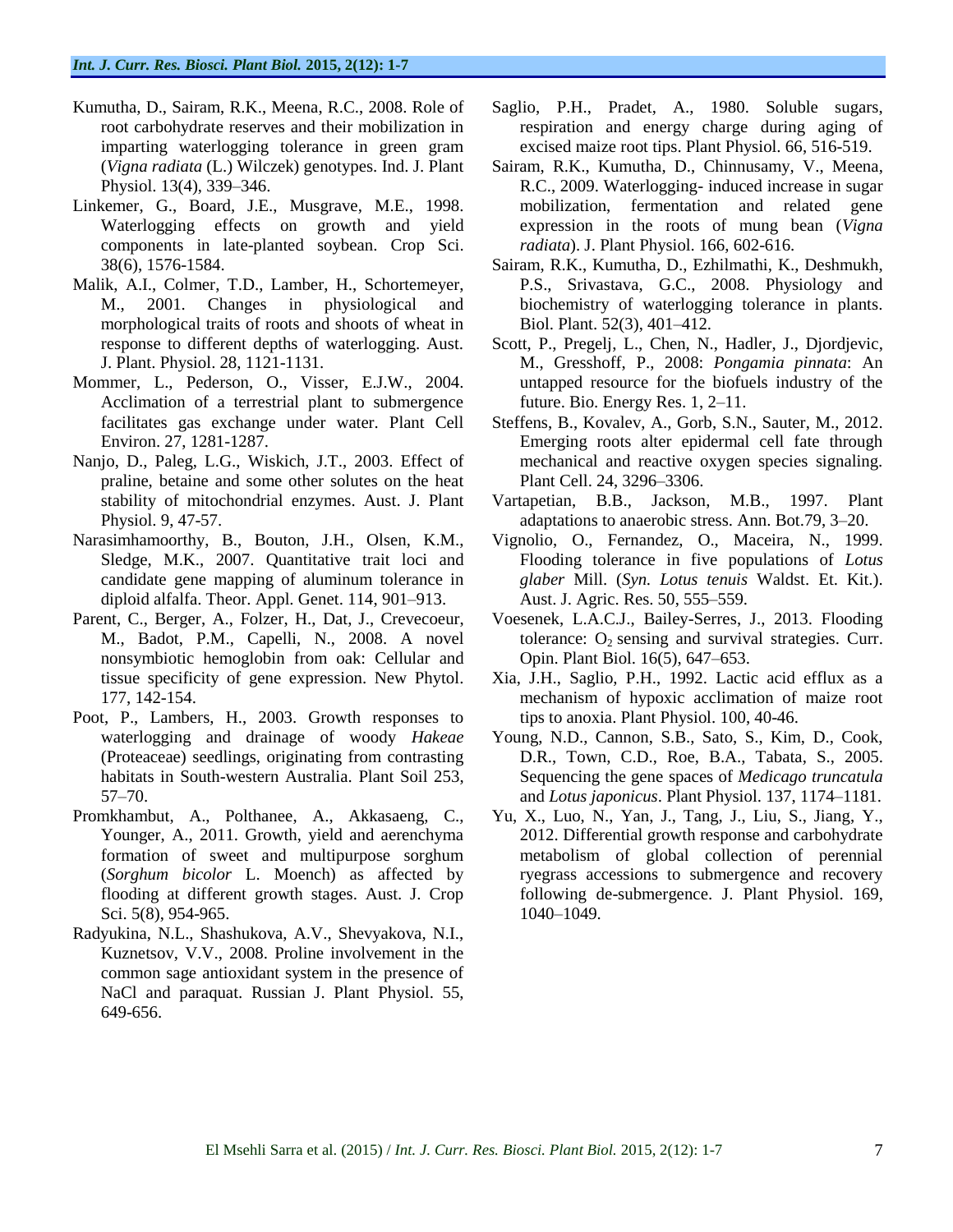Kumutha, D., Sairam, R.K., Meena, R.C., 2008. Role of root carbohydrate reserves and their mobilization in imparting waterlogging tolerance in green gram (*Vigna radiata* (L.) Wilczek) genotypes. Ind. J. Plant Physiol. 13(4), 339–346.

Linkemer, G., Board, J.E., Musgrave, M.E., 1998. Waterlogging effects on growth and yield components in late-planted soybean. Crop Sci. 38(6), 1576-1584.

Malik, A.I., Colmer, T.D., Lamber, H., Schortemeyer, M., 2001. Changes in physiological and morphological traits of roots and shoots of wheat in response to different depths of waterlogging. Aust. J. Plant. Physiol. 28, 1121-1131.

Mommer, L., Pederson, O., Visser, E.J.W., 2004. Acclimation of a terrestrial plant to submergence facilitates gas exchange under water. Plant Cell Environ. 27, 1281-1287.

Nanjo, D., Paleg, L.G., Wiskich, J.T., 2003. Effect of praline, betaine and some other solutes on the heat stability of mitochondrial enzymes. Aust. J. Plant Physiol. 9, 47-57.

Narasimhamoorthy, B., Bouton, J.H., Olsen, K.M., Sledge, M.K., 2007. Quantitative trait loci and candidate gene mapping of aluminum tolerance in diploid alfalfa. Theor. Appl. Genet. 114, 901–913.

Parent, C., Berger, A., Folzer, H., Dat, J., Crevecoeur, M., Badot, P.M., Capelli, N., 2008. A novel nonsymbiotic hemoglobin from oak: Cellular and tissue specificity of gene expression. New Phytol. 177, 142-154.

Poot, P., Lambers, H., 2003. Growth responses to waterlogging and drainage of woody *Hakeae* (Proteaceae) seedlings, originating from contrasting habitats in South-western Australia. Plant Soil 253, 57–70.

Promkhambut, A., Polthanee, A., Akkasaeng, C., Younger, A., 2011. Growth, yield and aerenchyma formation of sweet and multipurpose sorghum (*Sorghum bicolor* L. Moench) as affected by flooding at different growth stages. Aust. J. Crop Sci. 5(8), 954-965.

Radyukina, N.L., Shashukova, A.V., Shevyakova, N.I., Kuznetsov, V.V., 2008. Proline involvement in the common sage antioxidant system in the presence of NaCl and paraquat. Russian J. Plant Physiol. 55, 649-656.

Saglio, P.H., Pradet, A., 1980. Soluble sugars, respiration and energy charge during aging of excised maize root tips. Plant Physiol. 66, 516-519.

Sairam, R.K., Kumutha, D., Chinnusamy, V., Meena, R.C., 2009. Waterlogging- induced increase in sugar mobilization, fermentation and related gene expression in the roots of mung bean (*Vigna radiata*). J. Plant Physiol. 166, 602-616.

Sairam, R.K., Kumutha, D., Ezhilmathi, K., Deshmukh, P.S., Srivastava, G.C., 2008. Physiology and biochemistry of waterlogging tolerance in plants. Biol. Plant. 52(3), 401–412.

Scott, P., Pregelj, L., Chen, N., Hadler, J., Djordjevic, M., Gresshoff, P., 2008: *Pongamia pinnata*: An untapped resource for the biofuels industry of the future. Bio. Energy Res. 1, 2–11.

Steffens, B., Kovalev, A., Gorb, S.N., Sauter, M., 2012. Emerging roots alter epidermal cell fate through mechanical and reactive oxygen species signaling. Plant Cell. 24, 3296–3306.

Vartapetian, B.B., Jackson, M.B., 1997. Plant adaptations to anaerobic stress. Ann. Bot.79, 3–20.

Vignolio, O., Fernandez, O., Maceira, N., 1999. Flooding tolerance in five populations of *Lotus glaber* Mill. (*Syn. Lotus tenuis* Waldst. Et. Kit.). Aust. J. Agric. Res. 50, 555–559.

Voesenek, L.A.C.J., Bailey-Serres, J., 2013. Flooding tolerance: $O_2$ sensing and survival strategies. Curr. Opin. Plant Biol. 16(5), 647–653.

Xia, J.H., Saglio, P.H., 1992. Lactic acid efflux as a mechanism of hypoxic acclimation of maize root tips to anoxia. Plant Physiol. 100, 40-46.

Young, N.D., Cannon, S.B., Sato, S., Kim, D., Cook, D.R., Town, C.D., Roe, B.A., Tabata, S., 2005. Sequencing the gene spaces of *Medicago truncatula* and *Lotus japonicus*. Plant Physiol. 137, 1174–1181.

Yu, X., Luo, N., Yan, J., Tang, J., Liu, S., Jiang, Y., 2012. Differential growth response and carbohydrate metabolism of global collection of perennial ryegrass accessions to submergence and recovery following de-submergence. J. Plant Physiol. 169, 1040–1049.